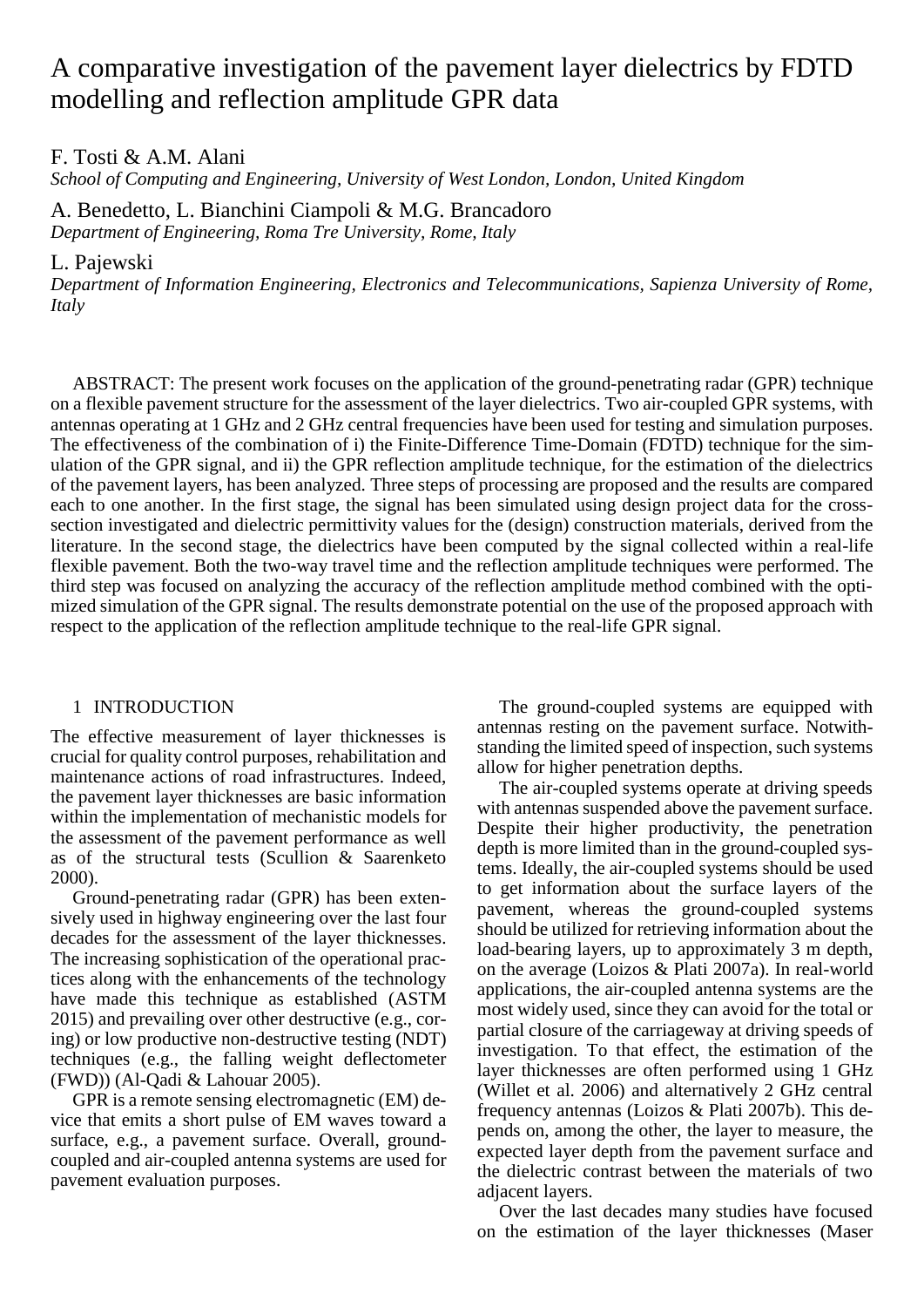# A comparative investigation of the pavement layer dielectrics by FDTD modelling and reflection amplitude GPR data

F. Tosti & A.M. Alani
*School of Computing and Engineering, University of West London, London, United Kingdom*

A. Benedetto, L. Bianchini Ciampoli & M.G. Brancadoro
*Department of Engineering, Roma Tre University, Rome, Italy*

L. Pajewski
*Department of Information Engineering, Electronics and Telecommunications, Sapienza University of Rome, Italy*

ABSTRACT: The present work focuses on the application of the ground-penetrating radar (GPR) technique on a flexible pavement structure for the assessment of the layer dielectrics. Two air-coupled GPR systems, with antennas operating at 1 GHz and 2 GHz central frequencies have been used for testing and simulation purposes. The effectiveness of the combination of i) the Finite-Difference Time-Domain (FDTD) technique for the simulation of the GPR signal, and ii) the GPR reflection amplitude technique, for the estimation of the dielectrics of the pavement layers, has been analyzed. Three steps of processing are proposed and the results are compared each to one another. In the first stage, the signal has been simulated using design project data for the cross-section investigated and dielectric permittivity values for the (design) construction materials, derived from the literature. In the second stage, the dielectrics have been computed by the signal collected within a real-life flexible pavement. Both the two-way travel time and the reflection amplitude techniques were performed. The third step was focused on analyzing the accuracy of the reflection amplitude method combined with the optimized simulation of the GPR signal. The results demonstrate potential on the use of the proposed approach with respect to the application of the reflection amplitude technique to the real-life GPR signal.

## 1 INTRODUCTION

The effective measurement of layer thicknesses is crucial for quality control purposes, rehabilitation and maintenance actions of road infrastructures. Indeed, the pavement layer thicknesses are basic information within the implementation of mechanistic models for the assessment of the pavement performance as well as of the structural tests (Scullion & Saarenketo 2000).

Ground-penetrating radar (GPR) has been extensively used in highway engineering over the last four decades for the assessment of the layer thicknesses. The increasing sophistication of the operational practices along with the enhancements of the technology have made this technique as established (ASTM 2015) and prevailing over other destructive (e.g., coring) or low productive non-destructive testing (NDT) techniques (e.g., the falling weight deflectometer (FWD)) (Al-Qadi & Lahouar 2005).

GPR is a remote sensing electromagnetic (EM) device that emits a short pulse of EM waves toward a surface, e.g., a pavement surface. Overall, ground-coupled and air-coupled antenna systems are used for pavement evaluation purposes.

The ground-coupled systems are equipped with antennas resting on the pavement surface. Notwithstanding the limited speed of inspection, such systems allow for higher penetration depths.

The air-coupled systems operate at driving speeds with antennas suspended above the pavement surface. Despite their higher productivity, the penetration depth is more limited than in the ground-coupled systems. Ideally, the air-coupled systems should be used to get information about the surface layers of the pavement, whereas the ground-coupled systems should be utilized for retrieving information about the load-bearing layers, up to approximately 3 m depth, on the average (Loizos & Plati 2007a). In real-world applications, the air-coupled antenna systems are the most widely used, since they can avoid for the total or partial closure of the carriageway at driving speeds of investigation. To that effect, the estimation of the layer thicknesses are often performed using 1 GHz (Willet et al. 2006) and alternatively 2 GHz central frequency antennas (Loizos & Plati 2007b). This depends on, among the other, the layer to measure, the expected layer depth from the pavement surface and the dielectric contrast between the materials of two adjacent layers.

Over the last decades many studies have focused on the estimation of the layer thicknesses (Maser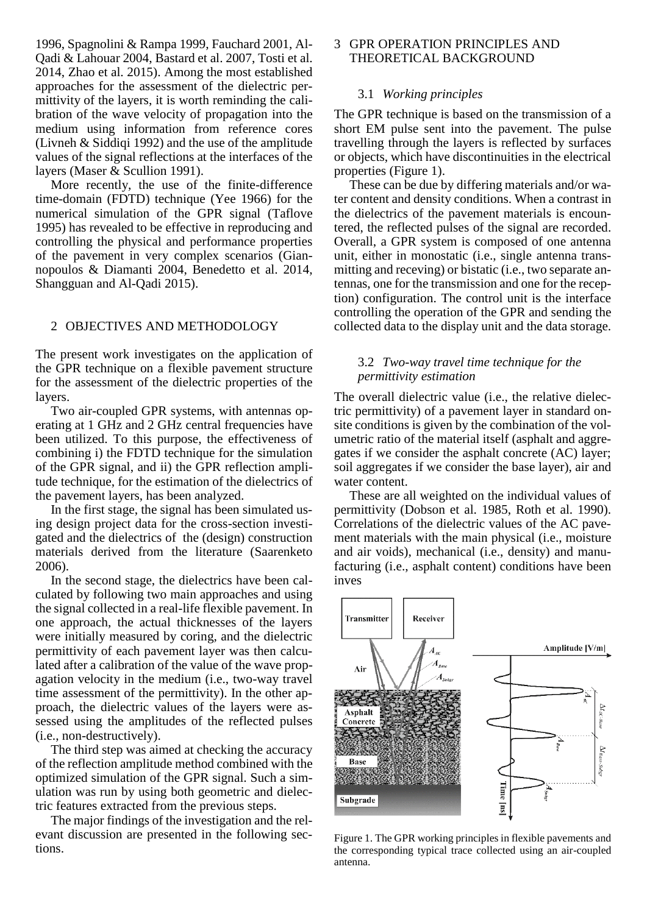1996, Spagnolini & Rampa 1999, Fauchard 2001, Al-Qadi & Lahouar 2004, Bastard et al. 2007, Tosti et al. 2014, Zhao et al. 2015). Among the most established approaches for the assessment of the dielectric permittivity of the layers, it is worth reminding the calibration of the wave velocity of propagation into the medium using information from reference cores (Livneh & Siddiqi 1992) and the use of the amplitude values of the signal reflections at the interfaces of the layers (Maser & Scullion 1991).

More recently, the use of the finite-difference time-domain (FDTD) technique (Yee 1966) for the numerical simulation of the GPR signal (Taflove 1995) has revealed to be effective in reproducing and controlling the physical and performance properties of the pavement in very complex scenarios (Giannopoulos & Diamanti 2004, Benedetto et al. 2014, Shangguan and Al-Qadi 2015).

## 2 OBJECTIVES AND METHODOLOGY

The present work investigates on the application of the GPR technique on a flexible pavement structure for the assessment of the dielectric properties of the layers.

Two air-coupled GPR systems, with antennas operating at 1 GHz and 2 GHz central frequencies have been utilized. To this purpose, the effectiveness of combining i) the FDTD technique for the simulation of the GPR signal, and ii) the GPR reflection amplitude technique, for the estimation of the dielectrics of the pavement layers, has been analyzed.

In the first stage, the signal has been simulated using design project data for the cross-section investigated and the dielectrics of the (design) construction materials derived from the literature (Saarenketo 2006).

In the second stage, the dielectrics have been calculated by following two main approaches and using the signal collected in a real-life flexible pavement. In one approach, the actual thicknesses of the layers were initially measured by coring, and the dielectric permittivity of each pavement layer was then calculated after a calibration of the value of the wave propagation velocity in the medium (i.e., two-way travel time assessment of the permittivity). In the other approach, the dielectric values of the layers were assessed using the amplitudes of the reflected pulses (i.e., non-destructively).

The third step was aimed at checking the accuracy of the reflection amplitude method combined with the optimized simulation of the GPR signal. Such a simulation was run by using both geometric and dielectric features extracted from the previous steps.

The major findings of the investigation and the relevant discussion are presented in the following sections.

## 3 GPR OPERATION PRINCIPLES AND THEORETICAL BACKGROUND

### 3.1 *Working principles*

The GPR technique is based on the transmission of a short EM pulse sent into the pavement. The pulse travelling through the layers is reflected by surfaces or objects, which have discontinuities in the electrical properties (Figure 1).

These can be due by differing materials and/or water content and density conditions. When a contrast in the dielectrics of the pavement materials is encountered, the reflected pulses of the signal are recorded. Overall, a GPR system is composed of one antenna unit, either in monostatic (i.e., single antenna transmitting and receving) or bistatic (i.e., two separate antennas, one for the transmission and one for the reception) configuration. The control unit is the interface controlling the operation of the GPR and sending the collected data to the display unit and the data storage.

### 3.2 *Two-way travel time technique for the permittivity estimation*

The overall dielectric value (i.e., the relative dielectric permittivity) of a pavement layer in standard on-site conditions is given by the combination of the volumetric ratio of the material itself (asphalt and aggregates if we consider the asphalt concrete (AC) layer; soil aggregates if we consider the base layer), air and water content.

These are all weighted on the individual values of permittivity (Dobson et al. 1985, Roth et al. 1990). Correlations of the dielectric values of the AC pavement materials with the main physical (i.e., moisture and air voids), mechanical (i.e., density) and manufacturing (i.e., asphalt content) conditions have been inves

Figure 1. The GPR working principles in flexible pavements and the corresponding typical trace collected using an air-coupled antenna.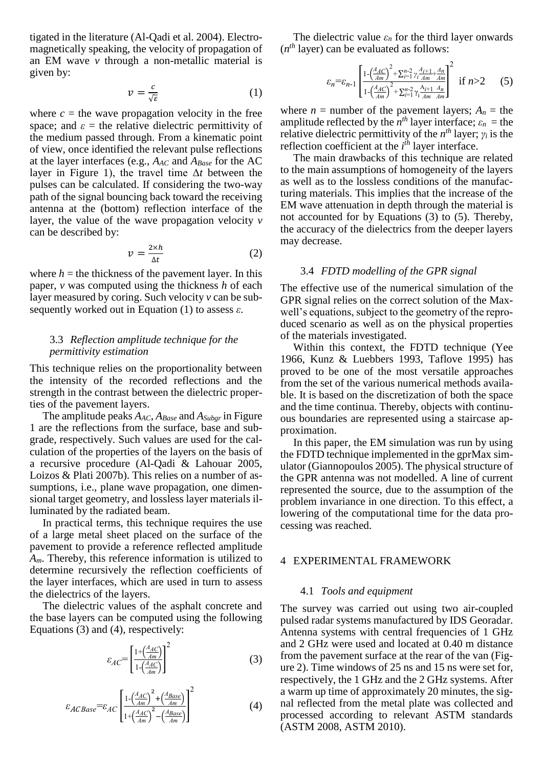tigated in the literature (Al-Qadi et al. 2004). Electromagnetically speaking, the velocity of propagation of an EM wave $v$ through a non-metallic material is given by:

$$v = \frac{c}{\sqrt{\varepsilon}} \tag{1}$$

where $c$ = the wave propagation velocity in the free space; and $\varepsilon$ = the relative dielectric permittivity of the medium passed through. From a kinematic point of view, once identified the relevant pulse reflections at the layer interfaces (e.g., $A_{AC}$ and $A_{Base}$ for the AC layer in Figure 1), the travel time $\Delta t$ between the pulses can be calculated. If considering the two-way path of the signal bouncing back toward the receiving antenna at the (bottom) reflection interface of the layer, the value of the wave propagation velocity $v$ can be described by:

$$v = \frac{2 \times h}{\Delta t} \tag{2}$$

where $h$ = the thickness of the pavement layer. In this paper, $v$ was computed using the thickness $h$ of each layer measured by coring. Such velocity $v$ can be subsequently worked out in Equation (1) to assess $\varepsilon$.

### 3.3 *Reflection amplitude technique for the permittivity estimation*

This technique relies on the proportionality between the intensity of the recorded reflections and the strength in the contrast between the dielectric properties of the pavement layers.

The amplitude peaks $A_{AC}$, $A_{Base}$ and $A_{Subgr}$ in Figure 1 are the reflections from the surface, base and subgrade, respectively. Such values are used for the calculation of the properties of the layers on the basis of a recursive procedure (Al-Qadi & Lahouar 2005, Loizos & Plati 2007b). This relies on a number of assumptions, i.e., plane wave propagation, one dimensional target geometry, and lossless layer materials illuminated by the radiated beam.

In practical terms, this technique requires the use of a large metal sheet placed on the surface of the pavement to provide a reference reflected amplitude $A_m$. Thereby, this reference information is utilized to determine recursively the reflection coefficients of the layer interfaces, which are used in turn to assess the dielectrics of the layers.

The dielectric values of the asphalt concrete and the base layers can be computed using the following Equations (3) and (4), respectively:

$$\varepsilon_{AC} = \left[\frac{1+\left(\frac{A_{AC}}{Am}\right)}{1-\left(\frac{A_{AC}}{Am}\right)}\right]^2 \tag{3}$$

$$\varepsilon_{AC\,Base} = \varepsilon_{AC}\left[\frac{1-\left(\frac{A_{AC}}{Am}\right)^2+\left(\frac{A_{Base}}{Am}\right)}{1+\left(\frac{A_{AC}}{Am}\right)^2-\left(\frac{A_{Base}}{Am}\right)}\right]^2 \tag{4}$$

The dielectric value $\varepsilon_n$ for the third layer onwards ($n^{th}$ layer) can be evaluated as follows:

$$\varepsilon_n = \varepsilon_{n\text{-}1}\left[\frac{1-\left(\frac{A_{AC}}{Am}\right)^2+\sum_{i=1}^{n-2}\gamma_i\frac{A_{i+1}}{Am}+\frac{A_n}{Am}}{1-\left(\frac{A_{AC}}{Am}\right)^2+\sum_{i=1}^{n-2}\gamma_i\frac{A_{i+1}}{Am}\frac{A_n}{Am}}\right]^2 \quad \text{if } n>2 \tag{5}$$

where $n$ = number of the pavement layers; $A_n$ = the amplitude reflected by the $n^{th}$ layer interface; $\varepsilon_n$ = the relative dielectric permittivity of the $n^{th}$ layer; $\gamma_i$ is the reflection coefficient at the $i^{th}$ layer interface.

The main drawbacks of this technique are related to the main assumptions of homogeneity of the layers as well as to the lossless conditions of the manufacturing materials. This implies that the increase of the EM wave attenuation in depth through the material is not accounted for by Equations (3) to (5). Thereby, the accuracy of the dielectrics from the deeper layers may decrease.

### 3.4 *FDTD modelling of the GPR signal*

The effective use of the numerical simulation of the GPR signal relies on the correct solution of the Maxwell's equations, subject to the geometry of the reproduced scenario as well as on the physical properties of the materials investigated.

Within this context, the FDTD technique (Yee 1966, Kunz & Luebbers 1993, Taflove 1995) has proved to be one of the most versatile approaches from the set of the various numerical methods available. It is based on the discretization of both the space and the time continua. Thereby, objects with continuous boundaries are represented using a staircase approximation.

In this paper, the EM simulation was run by using the FDTD technique implemented in the gprMax simulator (Giannopoulos 2005). The physical structure of the GPR antenna was not modelled. A line of current represented the source, due to the assumption of the problem invariance in one direction. To this effect, a lowering of the computational time for the data processing was reached.

## 4 EXPERIMENTAL FRAMEWORK

### 4.1 *Tools and equipment*

The survey was carried out using two air-coupled pulsed radar systems manufactured by IDS Georadar. Antenna systems with central frequencies of 1 GHz and 2 GHz were used and located at 0.40 m distance from the pavement surface at the rear of the van (Figure 2). Time windows of 25 ns and 15 ns were set for, respectively, the 1 GHz and the 2 GHz systems. After a warm up time of approximately 20 minutes, the signal reflected from the metal plate was collected and processed according to relevant ASTM standards (ASTM 2008, ASTM 2010).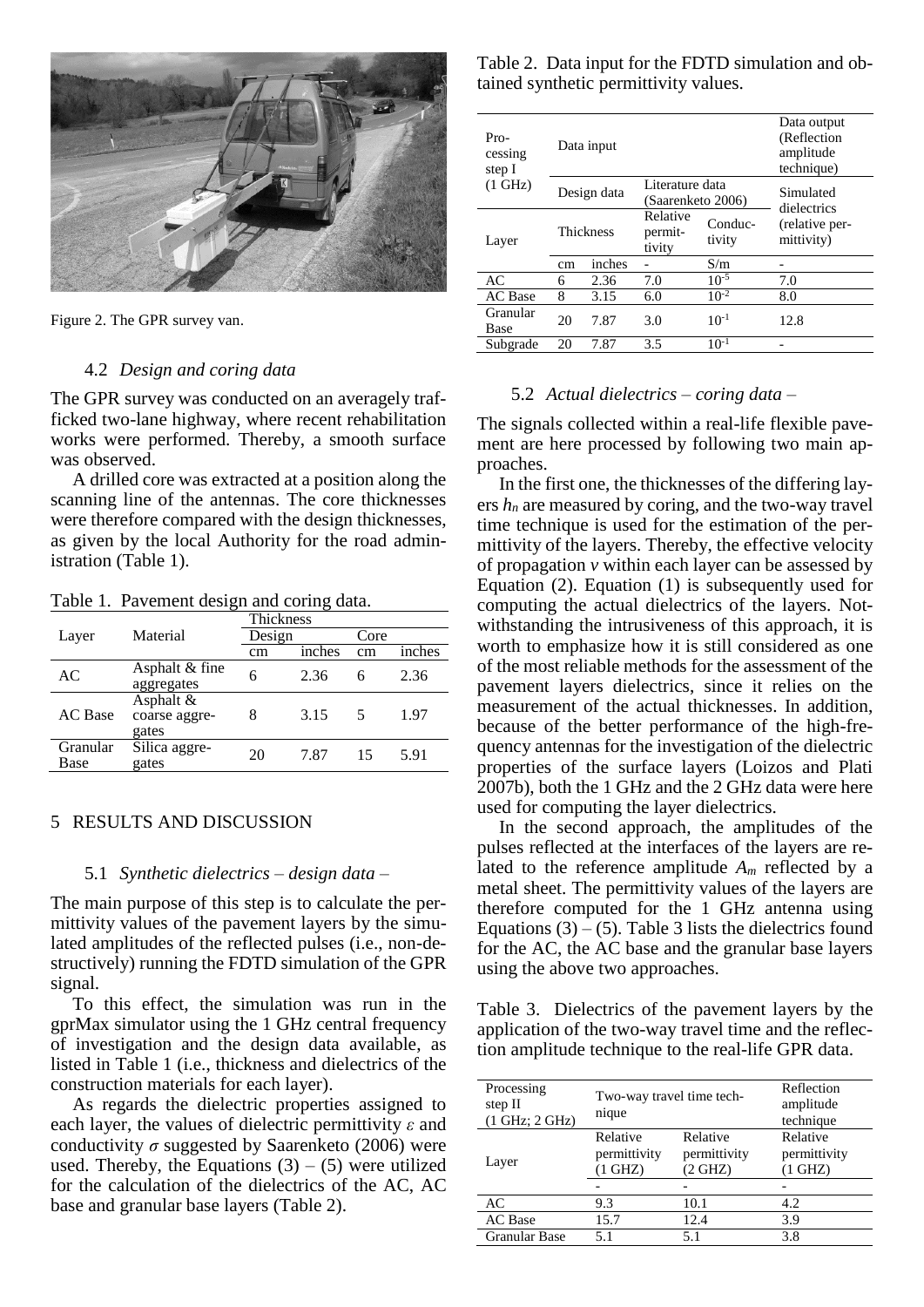Figure 2. The GPR survey van.

### 4.2 *Design and coring data*

The GPR survey was conducted on an averagely trafficked two-lane highway, where recent rehabilitation works were performed. Thereby, a smooth surface was observed.

A drilled core was extracted at a position along the scanning line of the antennas. The core thicknesses were therefore compared with the design thicknesses, as given by the local Authority for the road administration (Table 1).

Table 1. Pavement design and coring data.

| Layer | Material | Thickness | | | |
|---|---|---|---|---|---|
| | | Design | | Core | |
| | | cm | inches | cm | inches |
| AC | Asphalt & fine aggregates | 6 | 2.36 | 6 | 2.36 |
| AC Base | Asphalt & coarse aggregates | 8 | 3.15 | 5 | 1.97 |
| Granular Base | Silica aggregates | 20 | 7.87 | 15 | 5.91 |

## 5 RESULTS AND DISCUSSION

### 5.1 *Synthetic dielectrics – design data –*

The main purpose of this step is to calculate the permittivity values of the pavement layers by the simulated amplitudes of the reflected pulses (i.e., non-destructively) running the FDTD simulation of the GPR signal.

To this effect, the simulation was run in the gprMax simulator using the 1 GHz central frequency of investigation and the design data available, as listed in Table 1 (i.e., thickness and dielectrics of the construction materials for each layer).

As regards the dielectric properties assigned to each layer, the values of dielectric permittivity $\varepsilon$ and conductivity $\sigma$ suggested by Saarenketo (2006) were used. Thereby, the Equations (3) – (5) were utilized for the calculation of the dielectrics of the AC, AC base and granular base layers (Table 2).

Table 2. Data input for the FDTD simulation and obtained synthetic permittivity values.

| Processing step I (1 GHz) | Data input | | | | Data output (Reflection amplitude technique) |
|---|---|---|---|---|---|
| | Design data | | Literature data (Saarenketo 2006) | | Simulated dielectrics (relative permittivity) |
| Layer | Thickness | | Relative permittivity | Conductivity | |
| | cm | inches | - | S/m | - |
| AC | 6 | 2.36 | 7.0 | $10^{-5}$ | 7.0 |
| AC Base | 8 | 3.15 | 6.0 | $10^{-2}$ | 8.0 |
| Granular Base | 20 | 7.87 | 3.0 | $10^{-1}$ | 12.8 |
| Subgrade | 20 | 7.87 | 3.5 | $10^{-1}$ | - |

### 5.2 *Actual dielectrics – coring data –*

The signals collected within a real-life flexible pavement are here processed by following two main approaches.

In the first one, the thicknesses of the differing layers $h_n$ are measured by coring, and the two-way travel time technique is used for the estimation of the permittivity of the layers. Thereby, the effective velocity of propagation $v$ within each layer can be assessed by Equation (2). Equation (1) is subsequently used for computing the actual dielectrics of the layers. Notwithstanding the intrusiveness of this approach, it is worth to emphasize how it is still considered as one of the most reliable methods for the assessment of the pavement layers dielectrics, since it relies on the measurement of the actual thicknesses. In addition, because of the better performance of the high-frequency antennas for the investigation of the dielectric properties of the surface layers (Loizos and Plati 2007b), both the 1 GHz and the 2 GHz data were here used for computing the layer dielectrics.

In the second approach, the amplitudes of the pulses reflected at the interfaces of the layers are related to the reference amplitude $A_m$ reflected by a metal sheet. The permittivity values of the layers are therefore computed for the 1 GHz antenna using Equations (3) – (5). Table 3 lists the dielectrics found for the AC, the AC base and the granular base layers using the above two approaches.

Table 3. Dielectrics of the pavement layers by the application of the two-way travel time and the reflection amplitude technique to the real-life GPR data.

| Processing step II (1 GHz; 2 GHz) | Two-way travel time technique | | Reflection amplitude technique |
|---|---|---|---|
| Layer | Relative permittivity (1 GHZ) | Relative permittivity (2 GHZ) | Relative permittivity (1 GHZ) |
| | - | - | - |
| AC | 9.3 | 10.1 | 4.2 |
| AC Base | 15.7 | 12.4 | 3.9 |
| Granular Base | 5.1 | 5.1 | 3.8 |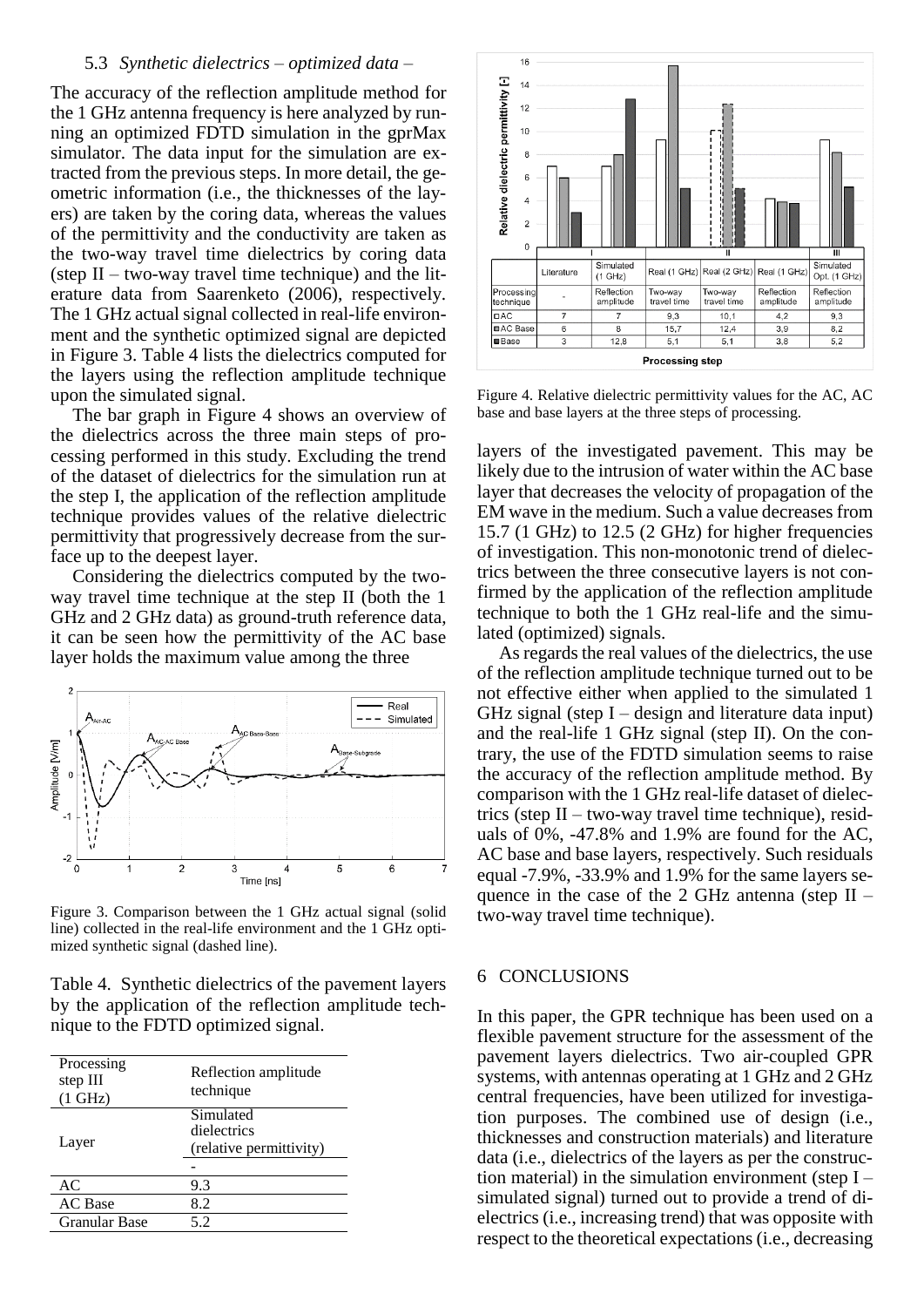### 5.3 *Synthetic dielectrics – optimized data –*

The accuracy of the reflection amplitude method for the 1 GHz antenna frequency is here analyzed by running an optimized FDTD simulation in the gprMax simulator. The data input for the simulation are extracted from the previous steps. In more detail, the geometric information (i.e., the thicknesses of the layers) are taken by the coring data, whereas the values of the permittivity and the conductivity are taken as the two-way travel time dielectrics by coring data (step II – two-way travel time technique) and the literature data from Saarenketo (2006), respectively. The 1 GHz actual signal collected in real-life environment and the synthetic optimized signal are depicted in Figure 3. Table 4 lists the dielectrics computed for the layers using the reflection amplitude technique upon the simulated signal.

The bar graph in Figure 4 shows an overview of the dielectrics across the three main steps of processing performed in this study. Excluding the trend of the dataset of dielectrics for the simulation run at the step I, the application of the reflection amplitude technique provides values of the relative dielectric permittivity that progressively decrease from the surface up to the deepest layer.

Considering the dielectrics computed by the two-way travel time technique at the step II (both the 1 GHz and 2 GHz data) as ground-truth reference data, it can be seen how the permittivity of the AC base layer holds the maximum value among the three

Figure 3. Comparison between the 1 GHz actual signal (solid line) collected in the real-life environment and the 1 GHz optimized synthetic signal (dashed line).

Table 4. Synthetic dielectrics of the pavement layers by the application of the reflection amplitude technique to the FDTD optimized signal.

| Processing step III (1 GHz) | Reflection amplitude technique |
|---|---|
| Layer | Simulated dielectrics (relative permittivity) |
| | - |
| AC | 9.3 |
| AC Base | 8.2 |
| Granular Base | 5.2 |

| | I | | II | | | III |
|---|---|---|---|---|---|---|
| | Literature | Simulated (1 GHz) | Real (1 GHz) | Real (2 GHz) | Real (1 GHz) | Simulated Opt. (1 GHz) |
| Processing technique | - | Reflection amplitude | Two-way travel time | Two-way travel time | Reflection amplitude | Reflection amplitude |
| AC | 7 | 7 | 9,3 | 10,1 | 4,2 | 9,3 |
| AC Base | 6 | 8 | 15,7 | 12,4 | 3,9 | 8,2 |
| Base | 3 | 12,8 | 5,1 | 5,1 | 3,8 | 5,2 |

Figure 4. Relative dielectric permittivity values for the AC, AC base and base layers at the three steps of processing.

layers of the investigated pavement. This may be likely due to the intrusion of water within the AC base layer that decreases the velocity of propagation of the EM wave in the medium. Such a value decreases from 15.7 (1 GHz) to 12.5 (2 GHz) for higher frequencies of investigation. This non-monotonic trend of dielectrics between the three consecutive layers is not confirmed by the application of the reflection amplitude technique to both the 1 GHz real-life and the simulated (optimized) signals.

As regards the real values of the dielectrics, the use of the reflection amplitude technique turned out to be not effective either when applied to the simulated 1 GHz signal (step I – design and literature data input) and the real-life 1 GHz signal (step II). On the contrary, the use of the FDTD simulation seems to raise the accuracy of the reflection amplitude method. By comparison with the 1 GHz real-life dataset of dielectrics (step II – two-way travel time technique), residuals of 0%, -47.8% and 1.9% are found for the AC, AC base and base layers, respectively. Such residuals equal -7.9%, -33.9% and 1.9% for the same layers sequence in the case of the 2 GHz antenna (step II – two-way travel time technique).

## 6 CONCLUSIONS

In this paper, the GPR technique has been used on a flexible pavement structure for the assessment of the pavement layers dielectrics. Two air-coupled GPR systems, with antennas operating at 1 GHz and 2 GHz central frequencies, have been utilized for investigation purposes. The combined use of design (i.e., thicknesses and construction materials) and literature data (i.e., dielectrics of the layers as per the construction material) in the simulation environment (step I – simulated signal) turned out to provide a trend of dielectrics (i.e., increasing trend) that was opposite with respect to the theoretical expectations (i.e., decreasing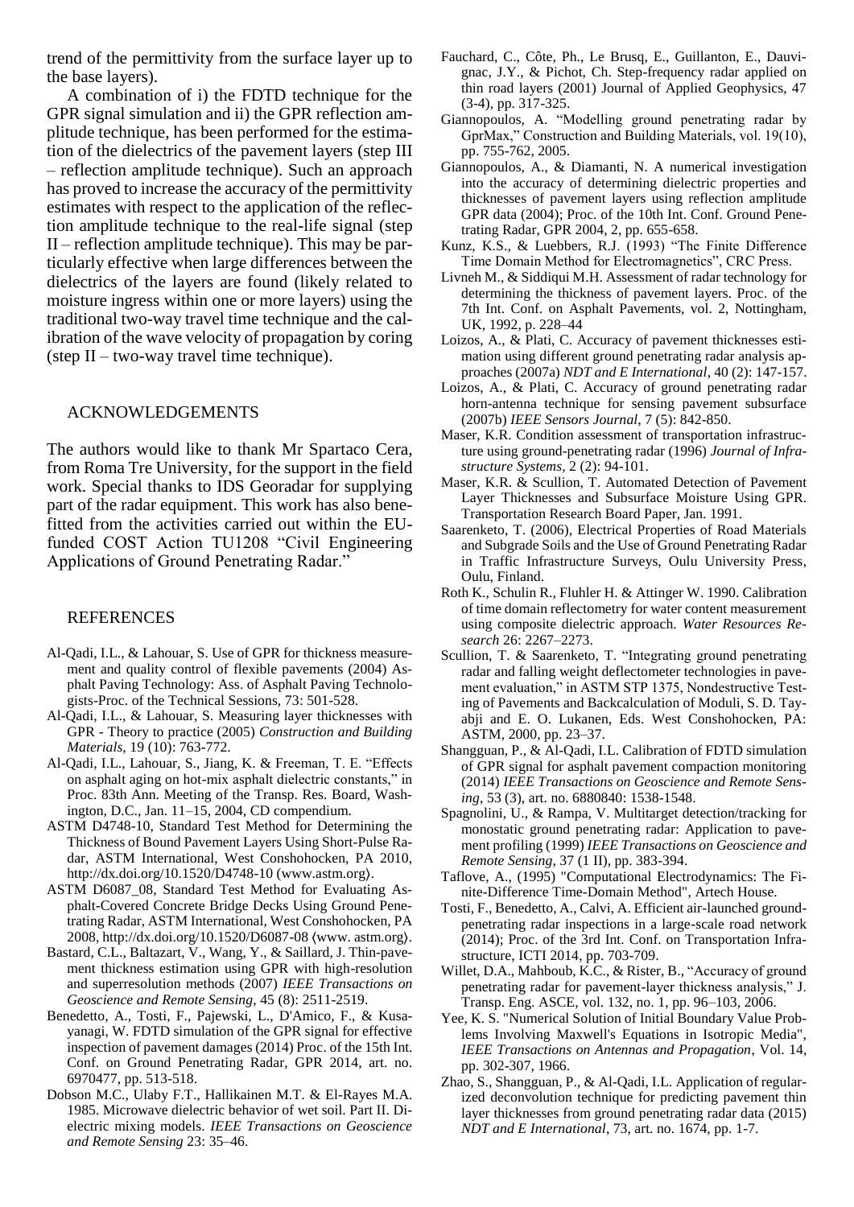trend of the permittivity from the surface layer up to the base layers).

A combination of i) the FDTD technique for the GPR signal simulation and ii) the GPR reflection amplitude technique, has been performed for the estimation of the dielectrics of the pavement layers (step III – reflection amplitude technique). Such an approach has proved to increase the accuracy of the permittivity estimates with respect to the application of the reflection amplitude technique to the real-life signal (step II – reflection amplitude technique). This may be particularly effective when large differences between the dielectrics of the layers are found (likely related to moisture ingress within one or more layers) using the traditional two-way travel time technique and the calibration of the wave velocity of propagation by coring (step II – two-way travel time technique).

## ACKNOWLEDGEMENTS

The authors would like to thank Mr Spartaco Cera, from Roma Tre University, for the support in the field work. Special thanks to IDS Georadar for supplying part of the radar equipment. This work has also benefitted from the activities carried out within the EU-funded COST Action TU1208 "Civil Engineering Applications of Ground Penetrating Radar."

## REFERENCES

Al-Qadi, I.L., & Lahouar, S. Use of GPR for thickness measurement and quality control of flexible pavements (2004) Asphalt Paving Technology: Ass. of Asphalt Paving Technologists-Proc. of the Technical Sessions, 73: 501-528.

Al-Qadi, I.L., & Lahouar, S. Measuring layer thicknesses with GPR - Theory to practice (2005) *Construction and Building Materials*, 19 (10): 763-772.

Al-Qadi, I.L., Lahouar, S., Jiang, K. & Freeman, T. E. "Effects on asphalt aging on hot-mix asphalt dielectric constants," in Proc. 83th Ann. Meeting of the Transp. Res. Board, Washington, D.C., Jan. 11–15, 2004, CD compendium.

ASTM D4748-10, Standard Test Method for Determining the Thickness of Bound Pavement Layers Using Short-Pulse Radar, ASTM International, West Conshohocken, PA 2010, http://dx.doi.org/10.1520/D4748-10 (www.astm.org).

ASTM D6087_08, Standard Test Method for Evaluating Asphalt-Covered Concrete Bridge Decks Using Ground Penetrating Radar, ASTM International, West Conshohocken, PA 2008, http://dx.doi.org/10.1520/D6087-08 (www. astm.org).

Bastard, C.L., Baltazart, V., Wang, Y., & Saillard, J. Thin-pavement thickness estimation using GPR with high-resolution and superresolution methods (2007) *IEEE Transactions on Geoscience and Remote Sensing*, 45 (8): 2511-2519.

Benedetto, A., Tosti, F., Pajewski, L., D'Amico, F., & Kusayanagi, W. FDTD simulation of the GPR signal for effective inspection of pavement damages (2014) Proc. of the 15th Int. Conf. on Ground Penetrating Radar, GPR 2014, art. no. 6970477, pp. 513-518.

Dobson M.C., Ulaby F.T., Hallikainen M.T. & El-Rayes M.A. 1985. Microwave dielectric behavior of wet soil. Part II. Dielectric mixing models. *IEEE Transactions on Geoscience and Remote Sensing* 23: 35–46.

Fauchard, C., Côte, Ph., Le Brusq, E., Guillanton, E., Dauvignac, J.Y., & Pichot, Ch. Step-frequency radar applied on thin road layers (2001) Journal of Applied Geophysics, 47 (3-4), pp. 317-325.

Giannopoulos, A. "Modelling ground penetrating radar by GprMax," Construction and Building Materials, vol. 19(10), pp. 755-762, 2005.

Giannopoulos, A., & Diamanti, N. A numerical investigation into the accuracy of determining dielectric properties and thicknesses of pavement layers using reflection amplitude GPR data (2004); Proc. of the 10th Int. Conf. Ground Penetrating Radar, GPR 2004, 2, pp. 655-658.

Kunz, K.S., & Luebbers, R.J. (1993) "The Finite Difference Time Domain Method for Electromagnetics", CRC Press.

Livneh M., & Siddiqui M.H. Assessment of radar technology for determining the thickness of pavement layers. Proc. of the 7th Int. Conf. on Asphalt Pavements, vol. 2, Nottingham, UK, 1992, p. 228–44

Loizos, A., & Plati, C. Accuracy of pavement thicknesses estimation using different ground penetrating radar analysis approaches (2007a) *NDT and E International*, 40 (2): 147-157.

Loizos, A., & Plati, C. Accuracy of ground penetrating radar horn-antenna technique for sensing pavement subsurface (2007b) *IEEE Sensors Journal*, 7 (5): 842-850.

Maser, K.R. Condition assessment of transportation infrastructure using ground-penetrating radar (1996) *Journal of Infrastructure Systems*, 2 (2): 94-101.

Maser, K.R. & Scullion, T. Automated Detection of Pavement Layer Thicknesses and Subsurface Moisture Using GPR. Transportation Research Board Paper, Jan. 1991.

Saarenketo, T. (2006), Electrical Properties of Road Materials and Subgrade Soils and the Use of Ground Penetrating Radar in Traffic Infrastructure Surveys, Oulu University Press, Oulu, Finland.

Roth K., Schulin R., Fluhler H. & Attinger W. 1990. Calibration of time domain reflectometry for water content measurement using composite dielectric approach. *Water Resources Research* 26: 2267–2273.

Scullion, T. & Saarenketo, T. "Integrating ground penetrating radar and falling weight deflectometer technologies in pavement evaluation," in ASTM STP 1375, Nondestructive Testing of Pavements and Backcalculation of Moduli, S. D. Tayabji and E. O. Lukanen, Eds. West Conshohocken, PA: ASTM, 2000, pp. 23–37.

Shangguan, P., & Al-Qadi, I.L. Calibration of FDTD simulation of GPR signal for asphalt pavement compaction monitoring (2014) *IEEE Transactions on Geoscience and Remote Sensing*, 53 (3), art. no. 6880840: 1538-1548.

Spagnolini, U., & Rampa, V. Multitarget detection/tracking for monostatic ground penetrating radar: Application to pavement profiling (1999) *IEEE Transactions on Geoscience and Remote Sensing*, 37 (1 II), pp. 383-394.

Taflove, A., (1995) "Computational Electrodynamics: The Finite-Difference Time-Domain Method", Artech House.

Tosti, F., Benedetto, A., Calvi, A. Efficient air-launched ground-penetrating radar inspections in a large-scale road network (2014); Proc. of the 3rd Int. Conf. on Transportation Infrastructure, ICTI 2014, pp. 703-709.

Willet, D.A., Mahboub, K.C., & Rister, B., "Accuracy of ground penetrating radar for pavement-layer thickness analysis," J. Transp. Eng. ASCE, vol. 132, no. 1, pp. 96–103, 2006.

Yee, K. S. "Numerical Solution of Initial Boundary Value Problems Involving Maxwell's Equations in Isotropic Media", *IEEE Transactions on Antennas and Propagation*, Vol. 14, pp. 302-307, 1966.

Zhao, S., Shangguan, P., & Al-Qadi, I.L. Application of regularized deconvolution technique for predicting pavement thin layer thicknesses from ground penetrating radar data (2015) *NDT and E International*, 73, art. no. 1674, pp. 1-7.